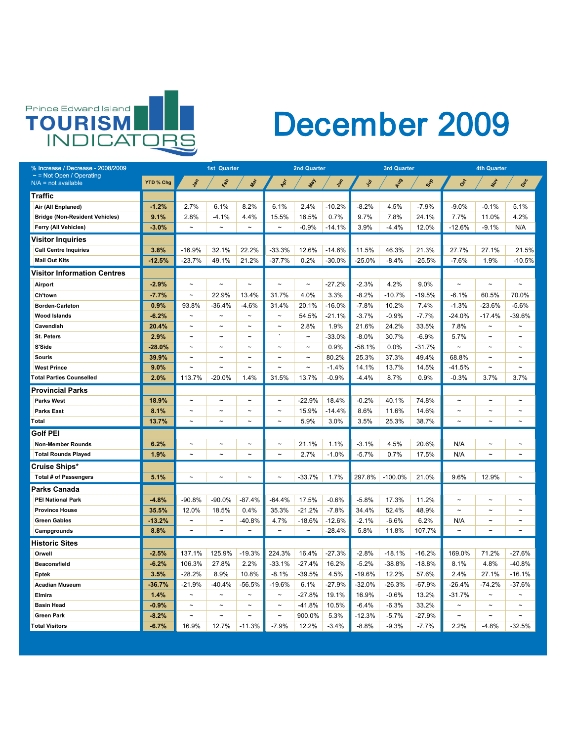# Prince Edward Island TOURISM INDICATORS

# December 2009

% Increase / Decrease - 2008/2009
~ = Not Open / Operating
N/A = not available

| | YTD % Chg | 1st Quarter | | | 2nd Quarter | | | 3rd Quarter | | | 4th Quarter | | |
|---|---|---|---|---|---|---|---|---|---|---|---|---|---|
| | | Jan | Feb | Mar | Apr | May | Jun | Jul | Aug | Sep | Oct | Nov | Dec |
| **Traffic** | | | | | | | | | | | | | |
| Air (All Enplaned) | -1.2% | 2.7% | 6.1% | 8.2% | 6.1% | 2.4% | -10.2% | -8.2% | 4.5% | -7.9% | -9.0% | -0.1% | 5.1% |
| Bridge (Non-Resident Vehicles) | 9.1% | 2.8% | -4.1% | 4.4% | 15.5% | 16.5% | 0.7% | 9.7% | 7.8% | 24.1% | 7.7% | 11.0% | 4.2% |
| Ferry (All Vehicles) | -3.0% | ~ | ~ | ~ | ~ | -0.9% | -14.1% | 3.9% | -4.4% | 12.0% | -12.6% | -9.1% | N/A |
| **Visitor Inquiries** | | | | | | | | | | | | | |
| Call Centre Inquiries | 3.8% | -16.9% | 32.1% | 22.2% | -33.3% | 12.6% | -14.6% | 11.5% | 46.3% | 21.3% | 27.7% | 27.1% | 21.5% |
| Mail Out Kits | -12.5% | -23.7% | 49.1% | 21.2% | -37.7% | 0.2% | -30.0% | -25.0% | -8.4% | -25.5% | -7.6% | 1.9% | -10.5% |
| **Visitor Information Centres** | | | | | | | | | | | | | |
| Airport | -2.9% | ~ | ~ | ~ | ~ | ~ | -27.2% | -2.3% | 4.2% | 9.0% | ~ | ~ | ~ |
| Ch'town | -7.7% | ~ | 22.9% | 13.4% | 31.7% | 4.0% | 3.3% | -8.2% | -10.7% | -19.5% | -6.1% | 60.5% | 70.0% |
| Borden-Carleton | 0.9% | 93.8% | -36.4% | -4.6% | 31.4% | 20.1% | -16.0% | -7.8% | 10.2% | 7.4% | -1.3% | -23.6% | -5.6% |
| Wood Islands | -6.2% | ~ | ~ | ~ | ~ | 54.5% | -21.1% | -3.7% | -0.9% | -7.7% | -24.0% | -17.4% | -39.6% |
| Cavendish | 20.4% | ~ | ~ | ~ | ~ | 2.8% | 1.9% | 21.6% | 24.2% | 33.5% | 7.8% | ~ | ~ |
| St. Peters | 2.9% | ~ | ~ | ~ | ` | ~ | -33.0% | -8.0% | 30.7% | -6.9% | 5.7% | ~ | ~ |
| S'Side | -28.0% | ~ | ~ | ~ | ~ | ~ | 0.9% | -58.1% | 0.0% | -31.7% | ~ | ~ | ~ |
| Souris | 39.9% | ~ | ~ | ~ | ~ | ~ | 80.2% | 25.3% | 37.3% | 49.4% | 68.8% | ~ | ~ |
| West Prince | 9.0% | ~ | ~ | ~ | ~ | ~ | -1.4% | 14.1% | 13.7% | 14.5% | -41.5% | ~ | ~ |
| Total Parties Counselled | 2.0% | 113.7% | -20.0% | 1.4% | 31.5% | 13.7% | -0.9% | -4.4% | 8.7% | 0.9% | -0.3% | 3.7% | 3.7% |
| **Provincial Parks** | | | | | | | | | | | | | |
| Parks West | 18.9% | ~ | ~ | ~ | ~ | -22.9% | 18.4% | -0.2% | 40.1% | 74.8% | ~ | ~ | ~ |
| Parks East | 8.1% | ~ | ~ | ~ | ~ | 15.9% | -14.4% | 8.6% | 11.6% | 14.6% | ~ | ~ | ~ |
| Total | 13.7% | ~ | ~ | ~ | ~ | 5.9% | 3.0% | 3.5% | 25.3% | 38.7% | ~ | ~ | ~ |
| **Golf PEI** | | | | | | | | | | | | | |
| Non-Member Rounds | 6.2% | ~ | ~ | ~ | ~ | 21.1% | 1.1% | -3.1% | 4.5% | 20.6% | N/A | ~ | ~ |
| Total Rounds Played | 1.9% | ~ | ~ | ~ | ~ | 2.7% | -1.0% | -5.7% | 0.7% | 17.5% | N/A | ~ | ~ |
| **Cruise Ships*** | | | | | | | | | | | | | |
| Total # of Passengers | 5.1% | ~ | ~ | ~ | ~ | -33.7% | 1.7% | 297.8% | -100.0% | 21.0% | 9.6% | 12.9% | ~ |
| **Parks Canada** | | | | | | | | | | | | | |
| PEI National Park | -4.8% | -90.8% | -90.0% | -87.4% | -64.4% | 17.5% | -0.6% | -5.8% | 17.3% | 11.2% | ~ | ~ | ~ |
| Province House | 35.5% | 12.0% | 18.5% | 0.4% | 35.3% | -21.2% | -7.8% | 34.4% | 52.4% | 48.9% | ~ | ~ | ~ |
| Green Gables | -13.2% | ~ | ~ | -40.8% | 4.7% | -18.6% | -12.6% | -2.1% | -6.6% | 6.2% | N/A | ~ | ~ |
| Campgrounds | 8.8% | ~ | ~ | ~ | ~ | ~ | -28.4% | 5.8% | 11.8% | 107.7% | ~ | ~ | ~ |
| **Historic Sites** | | | | | | | | | | | | | |
| Orwell | -2.5% | 137.1% | 125.9% | -19.3% | 224.3% | 16.4% | -27.3% | -2.8% | -18.1% | -16.2% | 169.0% | 71.2% | -27.6% |
| Beaconsfield | -6.2% | 106.3% | 27.8% | 2.2% | -33.1% | -27.4% | 16.2% | -5.2% | -38.8% | -18.8% | 8.1% | 4.8% | -40.8% |
| Eptek | 3.5% | -28.2% | 8.9% | 10.8% | -8.1% | -39.5% | 4.5% | -19.6% | 12.2% | 57.6% | 2.4% | 27.1% | -16.1% |
| Acadian Museum | -36.7% | -21.9% | -40.4% | -56.5% | -19.6% | 6.1% | -27.9% | -32.0% | -26.3% | -67.9% | -26.4% | -74.2% | -37.6% |
| Elmira | 1.4% | ~ | ~ | ~ | ~ | -27.8% | 19.1% | 16.9% | -0.6% | 13.2% | -31.7% | ~ | ~ |
| Basin Head | -0.9% | ~ | ~ | ~ | ~ | -41.8% | 10.5% | -6.4% | -6.3% | 33.2% | ~ | ~ | ~ |
| Green Park | -8.2% | ~ | ~ | ~ | ~ | 900.0% | 5.3% | -12.3% | -5.7% | -27.9% | ~ | ~ | ~ |
| Total Visitors | -6.7% | 16.9% | 12.7% | -11.3% | -7.9% | 12.2% | -3.4% | -8.8% | -9.3% | -7.7% | 2.2% | -4.8% | -32.5% |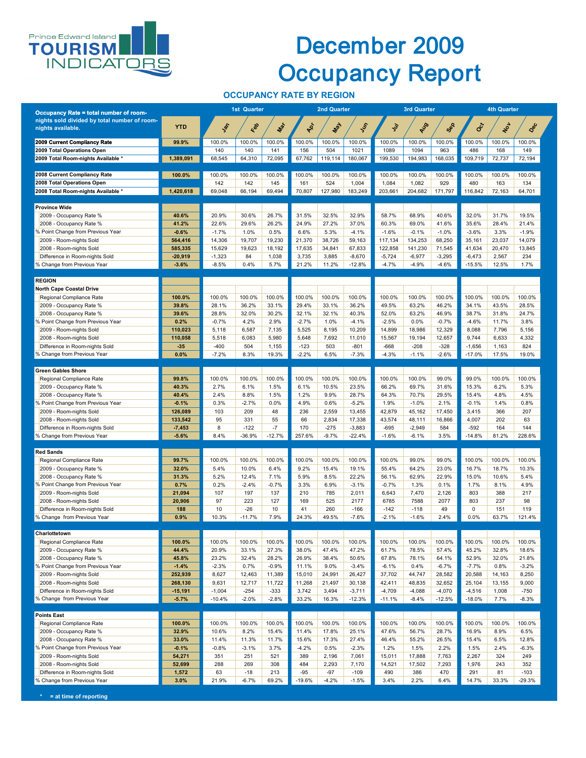Prince Edward Island TOURISM INDICATORS

# December 2009 Occupancy Report

## OCCUPANCY RATE BY REGION

| Occupancy Rate = total number of room-nights sold divided by total number of room-nights available. | YTD | 1st Quarter | | | 2nd Quarter | | | 3rd Quarter | | | 4th Quarter | | |
|---|---|---|---|---|---|---|---|---|---|---|---|---|---|
| | | Jan | Feb | Mar | Apr | May | Jun | Jul | Aug | Sep | Oct | Nov | Dec |
| **2009 Current Compliancy Rate** | 99.9% | 100.0% | 100.0% | 100.0% | 100.0% | 100.0% | 100.0% | 100.0% | 100.0% | 100.0% | 100.0% | 100.0% | 100.0% |
| **2009 Total Operations Open** | | 140 | 140 | 141 | 156 | 504 | 1021 | 1089 | 1094 | 963 | 486 | 168 | 149 |
| **2009 Total Room-nights Available \*** | 1,389,091 | 68,545 | 64,310 | 72,095 | 67,762 | 119,114 | 180,067 | 199,530 | 194,983 | 168,035 | 109,719 | 72,737 | 72,194 |
| **2008 Current Compliancy Rate** | 100.0% | 100.0% | 100.0% | 100.0% | 100.0% | 100.0% | 100.0% | 100.0% | 100.0% | 100.0% | 100.0% | 100.0% | 100.0% |
| **2008 Total Operations Open** | | 142 | 142 | 145 | 161 | 524 | 1,004 | 1,084 | 1,082 | 929 | 480 | 163 | 134 |
| **2008 Total Room-nights Available \*** | 1,420,618 | 69,048 | 66,194 | 69,494 | 70,807 | 127,980 | 183,249 | 203,661 | 204,682 | 171,797 | 116,842 | 72,163 | 64,701 |
| **Province Wide** | | | | | | | | | | | | | |
| 2009 - Occupancy Rate % | 40.6% | 20.9% | 30.6% | 26.7% | 31.5% | 32.5% | 32.9% | 58.7% | 68.9% | 40.6% | 32.0% | 31.7% | 19.5% |
| 2008 - Occupancy Rate % | 41.2% | 22.6% | 29.6% | 26.2% | 24.9% | 27.2% | 37.0% | 60.3% | 69.0% | 41.6% | 35.6% | 28.4% | 21.4% |
| % Point Change from Previous Year | -0.6% | -1.7% | 1.0% | 0.5% | 6.6% | 5.3% | -4.1% | -1.6% | -0.1% | -1.0% | -3.6% | 3.3% | -1.9% |
| 2009 - Room-nights Sold | 564,416 | 14,306 | 19,707 | 19,230 | 21,370 | 38,726 | 59,163 | 117,134 | 134,253 | 68,250 | 35,161 | 23,037 | 14,079 |
| 2008 - Room-nights Sold | 585,335 | 15,629 | 19,623 | 18,192 | 17,635 | 34,841 | 67,833 | 122,858 | 141,230 | 71,545 | 41,634 | 20,470 | 13,845 |
| Difference in Room-nights Sold | -20,919 | -1,323 | 84 | 1,038 | 3,735 | 3,885 | -8,670 | -5,724 | -6,977 | -3,295 | -6,473 | 2,567 | 234 |
| % Change from Previous Year | -3.6% | -8.5% | 0.4% | 5.7% | 21.2% | 11.2% | -12.8% | -4.7% | -4.9% | -4.6% | -15.5% | 12.5% | 1.7% |
| **REGION** | | | | | | | | | | | | | |
| **North Cape Coastal Drive** | | | | | | | | | | | | | |
| Regional Compliance Rate | 100.0% | 100.0% | 100.0% | 100.0% | 100.0% | 100.0% | 100.0% | 100.0% | 100.0% | 100.0% | 100.0% | 100.0% | 100.0% |
| 2009 - Occupancy Rate % | 39.8% | 28.1% | 36.2% | 33.1% | 29.4% | 33.1% | 36.2% | 49.5% | 63.2% | 46.2% | 34.1% | 43.5% | 28.5% |
| 2008 - Occupancy Rate % | 39.6% | 28.8% | 32.0% | 30.2% | 32.1% | 32.1% | 40.3% | 52.0% | 63.2% | 46.9% | 38.7% | 31.8% | 24.7% |
| % Point Change from Previous Year | 0.2% | -0.7% | 4.2% | 2.9% | -2.7% | 1.0% | -4.1% | -2.5% | 0.0% | -0.7% | -4.6% | 11.7% | 3.8% |
| 2009 - Room-nights Sold | 110,023 | 5,118 | 6,587 | 7,135 | 5,525 | 8,195 | 10,209 | 14,899 | 18,986 | 12,329 | 8,088 | 7,796 | 5,156 |
| 2008 - Room-nights Sold | 110,058 | 5,518 | 6,083 | 5,980 | 5,648 | 7,692 | 11,010 | 15,567 | 19,194 | 12,657 | 9,744 | 6,633 | 4,332 |
| Difference in Room-nights Sold | -35 | -400 | 504 | 1,155 | -123 | 503 | -801 | -668 | -208 | -328 | -1,656 | 1,163 | 824 |
| % Change from Previous Year | 0.0% | -7.2% | 8.3% | 19.3% | -2.2% | 6.5% | -7.3% | -4.3% | -1.1% | -2.6% | -17.0% | 17.5% | 19.0% |
| **Green Gables Shore** | | | | | | | | | | | | | |
| Regional Compliance Rate | 99.8% | 100.0% | 100.0% | 100.0% | 100.0% | 100.0% | 100.0% | 100.0% | 100.0% | 99.0% | 99.0% | 100.0% | 100.0% |
| 2009 - Occupancy Rate % | 40.3% | 2.7% | 6.1% | 1.5% | 6.1% | 10.5% | 23.5% | 66.2% | 69.7% | 31.6% | 15.3% | 6.2% | 5.3% |
| 2008 - Occupancy Rate % | 40.4% | 2.4% | 8.8% | 1.5% | 1.2% | 9.9% | 28.7% | 64.3% | 70.7% | 29.5% | 15.4% | 4.8% | 4.5% |
| % Point Change from Previous Year | -0.1% | 0.3% | -2.7% | 0.0% | 4.9% | 0.6% | -5.2% | 1.9% | -1.0% | 2.1% | -0.1% | 1.4% | 0.8% |
| 2009 - Room-nights Sold | 126,089 | 103 | 209 | 48 | 236 | 2,559 | 13,455 | 42,879 | 45,162 | 17,450 | 3,415 | 366 | 207 |
| 2008 - Room-nights Sold | 133,542 | 95 | 331 | 55 | 66 | 2,834 | 17,338 | 43,574 | 48,111 | 16,866 | 4,007 | 202 | 63 |
| Difference in Room-nights Sold | -7,453 | 8 | -122 | -7 | 170 | -275 | -3,883 | -695 | -2,949 | 584 | -592 | 164 | 144 |
| % Change from Previous Year | -5.6% | 8.4% | -36.9% | -12.7% | 257.6% | -9.7% | -22.4% | -1.6% | -6.1% | 3.5% | -14.8% | 81.2% | 228.6% |
| **Red Sands** | | | | | | | | | | | | | |
| Regional Compliance Rate | 99.7% | 100.0% | 100.0% | 100.0% | 100.0% | 100.0% | 100.0% | 100.0% | 99.0% | 99.0% | 100.0% | 100.0% | 100.0% |
| 2009 - Occupancy Rate % | 32.0% | 5.4% | 10.0% | 6.4% | 9.2% | 15.4% | 19.1% | 55.4% | 64.2% | 23.0% | 16.7% | 18.7% | 10.3% |
| 2008 - Occupancy Rate % | 31.3% | 5.2% | 12.4% | 7.1% | 5.9% | 8.5% | 22.2% | 56.1% | 62.9% | 22.9% | 15.0% | 10.6% | 5.4% |
| % Point Change from Previous Year | 0.7% | 0.2% | -2.4% | -0.7% | 3.3% | 6.9% | -3.1% | -0.7% | 1.3% | 0.1% | 1.7% | 8.1% | 4.9% |
| 2009 - Room-nights Sold | 21,094 | 107 | 197 | 137 | 210 | 785 | 2,011 | 6,643 | 7,470 | 2,126 | 803 | 388 | 217 |
| 2008 - Room-nights Sold | 20,906 | 97 | 223 | 127 | 169 | 525 | 2177 | 6785 | 7588 | 2077 | 803 | 237 | 98 |
| Difference in Room-nights Sold | 188 | 10 | -26 | 10 | 41 | 260 | -166 | -142 | -118 | 49 | 0 | 151 | 119 |
| % Change from Previous Year | 0.9% | 10.3% | -11.7% | 7.9% | 24.3% | 49.5% | -7.6% | -2.1% | -1.6% | 2.4% | 0.0% | 63.7% | 121.4% |
| **Charlottetown** | | | | | | | | | | | | | |
| Regional Compliance Rate | 100.0% | 100.0% | 100.0% | 100.0% | 100.0% | 100.0% | 100.0% | 100.0% | 100.0% | 100.0% | 100.0% | 100.0% | 100.0% |
| 2009 - Occupancy Rate % | 44.4% | 20.9% | 33.1% | 27.3% | 38.0% | 47.4% | 47.2% | 61.7% | 78.5% | 57.4% | 45.2% | 32.8% | 18.6% |
| 2008 - Occupancy Rate % | 45.8% | 23.2% | 32.4% | 28.2% | 26.9% | 38.4% | 50.6% | 67.8% | 78.1% | 64.1% | 52.9% | 32.0% | 21.8% |
| % Point Change from Previous Year | -1.4% | -2.3% | 0.7% | -0.9% | 11.1% | 9.0% | -3.4% | -6.1% | 0.4% | -6.7% | -7.7% | 0.8% | -3.2% |
| 2009 - Room-nights Sold | 252,939 | 8,627 | 12,463 | 11,389 | 15,010 | 24,991 | 26,427 | 37,702 | 44,747 | 28,582 | 20,588 | 14,163 | 8,250 |
| 2008 - Room-nights Sold | 268,130 | 9,631 | 12,717 | 11,722 | 11,268 | 21,497 | 30,138 | 42,411 | 48,835 | 32,652 | 25,104 | 13,155 | 9,000 |
| Difference in Room-nights Sold | -15,191 | -1,004 | -254 | -333 | 3,742 | 3,494 | -3,711 | -4,709 | -4,088 | -4,070 | -4,516 | 1,008 | -750 |
| % Change from Previous Year | -5.7% | -10.4% | -2.0% | -2.8% | 33.2% | 16.3% | -12.3% | -11.1% | -8.4% | -12.5% | -18.0% | 7.7% | -8.3% |
| **Points East** | | | | | | | | | | | | | |
| Regional Compliance Rate | 100.0% | 100.0% | 100.0% | 100.0% | 100.0% | 100.0% | 100.0% | 100.0% | 100.0% | 100.0% | 100.0% | 100.0% | 100.0% |
| 2009 - Occupancy Rate % | 32.9% | 10.6% | 8.2% | 15.4% | 11.4% | 17.8% | 25.1% | 47.6% | 56.7% | 28.7% | 16.9% | 8.9% | 6.5% |
| 2008 - Occupancy Rate % | 33.0% | 11.4% | 11.3% | 11.7% | 15.6% | 17.3% | 27.4% | 46.4% | 55.2% | 26.5% | 15.4% | 6.5% | 12.8% |
| % Point Change from Previous Year | -0.1% | -0.8% | -3.1% | 3.7% | -4.2% | 0.5% | -2.3% | 1.2% | 1.5% | 2.2% | 1.5% | 2.4% | -6.3% |
| 2009 - Room-nights Sold | 54,271 | 351 | 251 | 521 | 389 | 2,196 | 7,061 | 15,011 | 17,888 | 7,763 | 2,267 | 324 | 249 |
| 2008 - Room-nights Sold | 52,699 | 288 | 269 | 308 | 484 | 2,293 | 7,170 | 14,521 | 17,502 | 7,293 | 1,976 | 243 | 352 |
| Difference in Room-nights Sold | 1,572 | 63 | -18 | 213 | -95 | -97 | -109 | 490 | 386 | 470 | 291 | 81 | -103 |
| % Change from Previous Year | 3.0% | 21.9% | -6.7% | 69.2% | -19.6% | -4.2% | -1.5% | 3.4% | 2.2% | 6.4% | 14.7% | 33.3% | -29.3% |

\* = at time of reporting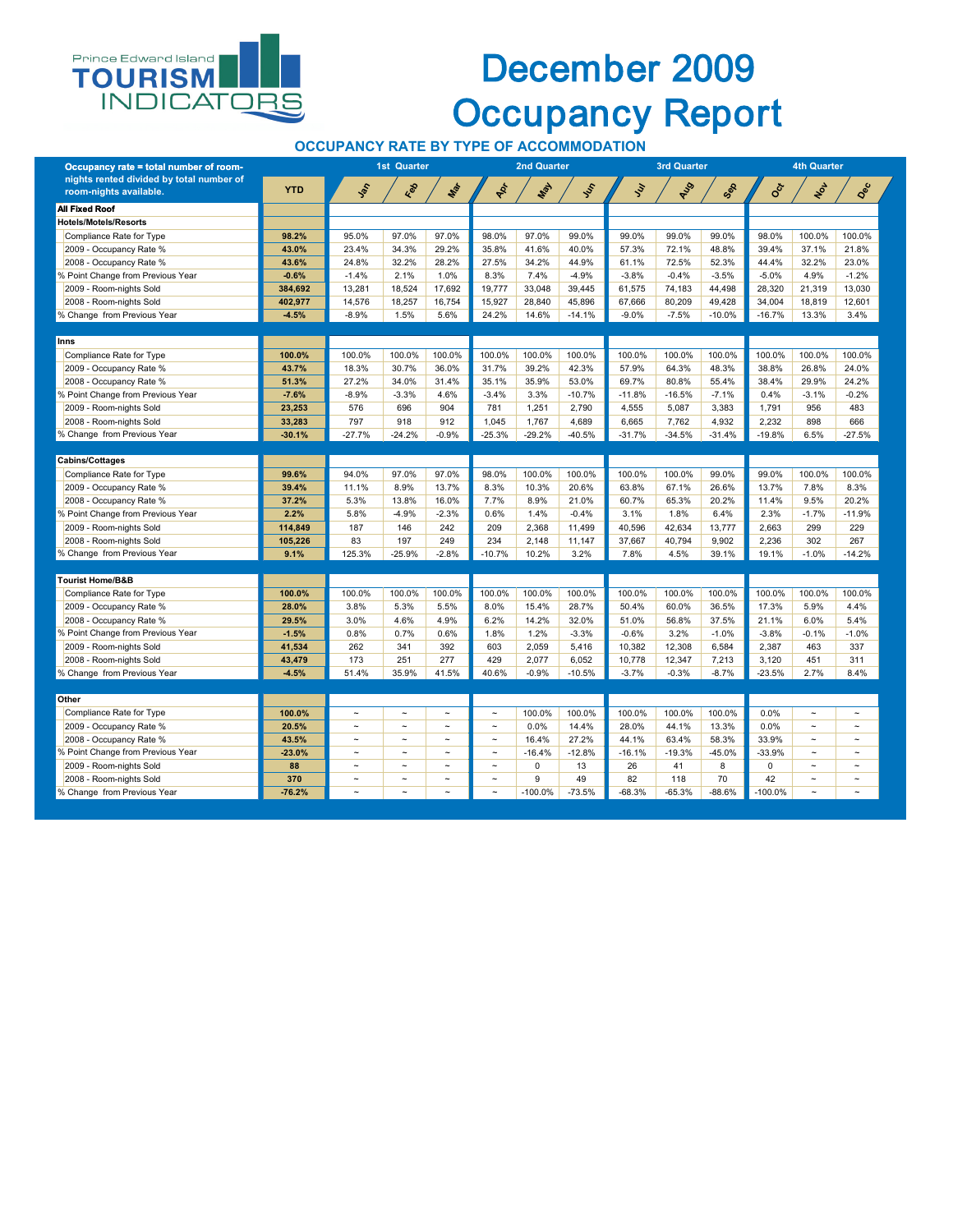Prince Edward Island TOURISM INDICATORS

# December 2009 Occupancy Report

## OCCUPANCY RATE BY TYPE OF ACCOMMODATION

| Occupancy rate = total number of room-nights rented divided by total number of room-nights available. | YTD | 1st Quarter | | | 2nd Quarter | | | 3rd Quarter | | | 4th Quarter | | |
|---|---|---|---|---|---|---|---|---|---|---|---|---|---|
| | | Jan | Feb | Mar | Apr | May | Jun | Jul | Aug | Sep | Oct | Nov | Dec |
| **All Fixed Roof** | | | | | | | | | | | | | |
| **Hotels/Motels/Resorts** | | | | | | | | | | | | | |
| Compliance Rate for Type | **98.2%** | 95.0% | 97.0% | 97.0% | 98.0% | 97.0% | 99.0% | 99.0% | 99.0% | 99.0% | 98.0% | 100.0% | 100.0% |
| 2009 - Occupancy Rate % | **43.0%** | 23.4% | 34.3% | 29.2% | 35.8% | 41.6% | 40.0% | 57.3% | 72.1% | 48.8% | 39.4% | 37.1% | 21.8% |
| 2008 - Occupancy Rate % | **43.6%** | 24.8% | 32.2% | 28.2% | 27.5% | 34.2% | 44.9% | 61.1% | 72.5% | 52.3% | 44.4% | 32.2% | 23.0% |
| % Point Change from Previous Year | **-0.6%** | -1.4% | 2.1% | 1.0% | 8.3% | 7.4% | -4.9% | -3.8% | -0.4% | -3.5% | -5.0% | 4.9% | -1.2% |
| 2009 - Room-nights Sold | **384,692** | 13,281 | 18,524 | 17,692 | 19,777 | 33,048 | 39,445 | 61,575 | 74,183 | 44,498 | 28,320 | 21,319 | 13,030 |
| 2008 - Room-nights Sold | **402,977** | 14,576 | 18,257 | 16,754 | 15,927 | 28,840 | 45,896 | 67,666 | 80,209 | 49,428 | 34,004 | 18,819 | 12,601 |
| % Change from Previous Year | **-4.5%** | -8.9% | 1.5% | 5.6% | 24.2% | 14.6% | -14.1% | -9.0% | -7.5% | -10.0% | -16.7% | 13.3% | 3.4% |
| **Inns** | | | | | | | | | | | | | |
| Compliance Rate for Type | **100.0%** | 100.0% | 100.0% | 100.0% | 100.0% | 100.0% | 100.0% | 100.0% | 100.0% | 100.0% | 100.0% | 100.0% | 100.0% |
| 2009 - Occupancy Rate % | **43.7%** | 18.3% | 30.7% | 36.0% | 31.7% | 39.2% | 42.3% | 57.9% | 64.3% | 48.3% | 38.8% | 26.8% | 24.0% |
| 2008 - Occupancy Rate % | **51.3%** | 27.2% | 34.0% | 31.4% | 35.1% | 35.9% | 53.0% | 69.7% | 80.8% | 55.4% | 38.4% | 29.9% | 24.2% |
| % Point Change from Previous Year | **-7.6%** | -8.9% | -3.3% | 4.6% | -3.4% | 3.3% | -10.7% | -11.8% | -16.5% | -7.1% | 0.4% | -3.1% | -0.2% |
| 2009 - Room-nights Sold | **23,253** | 576 | 696 | 904 | 781 | 1,251 | 2,790 | 4,555 | 5,087 | 3,383 | 1,791 | 956 | 483 |
| 2008 - Room-nights Sold | **33,283** | 797 | 918 | 912 | 1,045 | 1,767 | 4,689 | 6,665 | 7,762 | 4,932 | 2,232 | 898 | 666 |
| % Change from Previous Year | **-30.1%** | -27.7% | -24.2% | -0.9% | -25.3% | -29.2% | -40.5% | -31.7% | -34.5% | -31.4% | -19.8% | 6.5% | -27.5% |
| **Cabins/Cottages** | | | | | | | | | | | | | |
| Compliance Rate for Type | **99.6%** | 94.0% | 97.0% | 97.0% | 98.0% | 100.0% | 100.0% | 100.0% | 100.0% | 99.0% | 99.0% | 100.0% | 100.0% |
| 2009 - Occupancy Rate % | **39.4%** | 11.1% | 8.9% | 13.7% | 8.3% | 10.3% | 20.6% | 63.8% | 67.1% | 26.6% | 13.7% | 7.8% | 8.3% |
| 2008 - Occupancy Rate % | **37.2%** | 5.3% | 13.8% | 16.0% | 7.7% | 8.9% | 21.0% | 60.7% | 65.3% | 20.2% | 11.4% | 9.5% | 20.2% |
| % Point Change from Previous Year | **2.2%** | 5.8% | -4.9% | -2.3% | 0.6% | 1.4% | -0.4% | 3.1% | 1.8% | 6.4% | 2.3% | -1.7% | -11.9% |
| 2009 - Room-nights Sold | **114,849** | 187 | 146 | 242 | 209 | 2,368 | 11,499 | 40,596 | 42,634 | 13,777 | 2,663 | 299 | 229 |
| 2008 - Room-nights Sold | **105,226** | 83 | 197 | 249 | 234 | 2,148 | 11,147 | 37,667 | 40,794 | 9,902 | 2,236 | 302 | 267 |
| % Change from Previous Year | **9.1%** | 125.3% | -25.9% | -2.8% | -10.7% | 10.2% | 3.2% | 7.8% | 4.5% | 39.1% | 19.1% | -1.0% | -14.2% |
| **Tourist Home/B&B** | | | | | | | | | | | | | |
| Compliance Rate for Type | **100.0%** | 100.0% | 100.0% | 100.0% | 100.0% | 100.0% | 100.0% | 100.0% | 100.0% | 100.0% | 100.0% | 100.0% | 100.0% |
| 2009 - Occupancy Rate % | **28.0%** | 3.8% | 5.3% | 5.5% | 8.0% | 15.4% | 28.7% | 50.4% | 60.0% | 36.5% | 17.3% | 5.9% | 4.4% |
| 2008 - Occupancy Rate % | **29.5%** | 3.0% | 4.6% | 4.9% | 6.2% | 14.2% | 32.0% | 51.0% | 56.8% | 37.5% | 21.1% | 6.0% | 5.4% |
| % Point Change from Previous Year | **-1.5%** | 0.8% | 0.7% | 0.6% | 1.8% | 1.2% | -3.3% | -0.6% | 3.2% | -1.0% | -3.8% | -0.1% | -1.0% |
| 2009 - Room-nights Sold | **41,534** | 262 | 341 | 392 | 603 | 2,059 | 5,416 | 10,382 | 12,308 | 6,584 | 2,387 | 463 | 337 |
| 2008 - Room-nights Sold | **43,479** | 173 | 251 | 277 | 429 | 2,077 | 6,052 | 10,778 | 12,347 | 7,213 | 3,120 | 451 | 311 |
| % Change from Previous Year | **-4.5%** | 51.4% | 35.9% | 41.5% | 40.6% | -0.9% | -10.5% | -3.7% | -0.3% | -8.7% | -23.5% | 2.7% | 8.4% |
| **Other** | | | | | | | | | | | | | |
| Compliance Rate for Type | **100.0%** | ~ | ~ | ~ | ~ | 100.0% | 100.0% | 100.0% | 100.0% | 100.0% | 0.0% | ~ | ~ |
| 2009 - Occupancy Rate % | **20.5%** | ~ | ~ | ~ | ~ | 0.0% | 14.4% | 28.0% | 44.1% | 13.3% | 0.0% | ~ | ~ |
| 2008 - Occupancy Rate % | **43.5%** | ~ | ~ | ~ | ~ | 16.4% | 27.2% | 44.1% | 63.4% | 58.3% | 33.9% | ~ | ~ |
| % Point Change from Previous Year | **-23.0%** | ~ | ~ | ~ | ~ | -16.4% | -12.8% | -16.1% | -19.3% | -45.0% | -33.9% | ~ | ~ |
| 2009 - Room-nights Sold | **88** | ~ | ~ | ~ | ~ | 0 | 13 | 26 | 41 | 8 | 0 | ~ | ~ |
| 2008 - Room-nights Sold | **370** | ~ | ~ | ~ | ~ | 9 | 49 | 82 | 118 | 70 | 42 | ~ | ~ |
| % Change from Previous Year | **-76.2%** | ~ | ~ | ~ | ~ | -100.0% | -73.5% | -68.3% | -65.3% | -88.6% | -100.0% | ~ | ~ |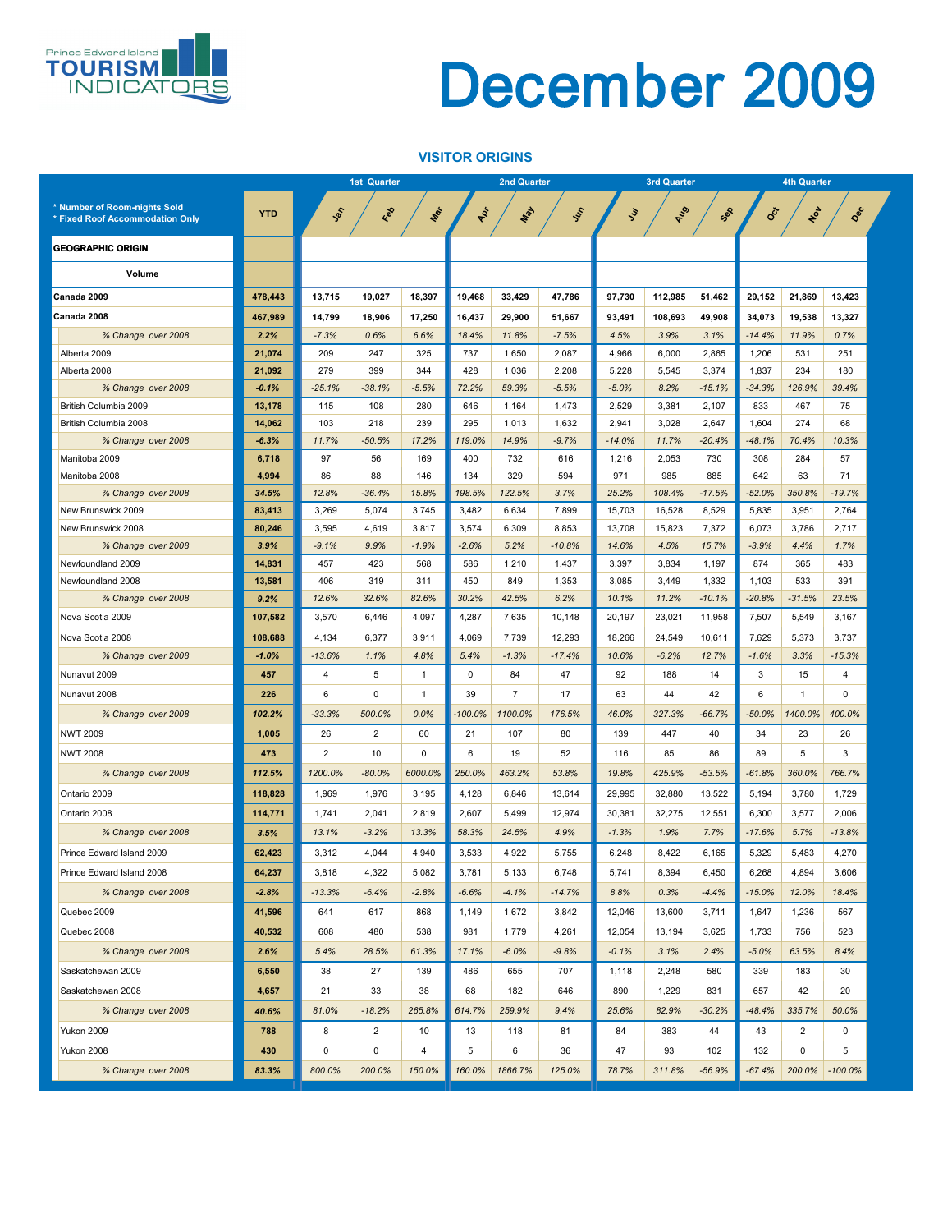Prince Edward Island TOURISM INDICATORS

# December 2009

## VISITOR ORIGINS

* Number of Room-nights Sold
* Fixed Roof Accommodation Only

| GEOGRAPHIC ORIGIN | YTD | 1st Quarter | | | 2nd Quarter | | | 3rd Quarter | | | 4th Quarter | | |
|---|---|---|---|---|---|---|---|---|---|---|---|---|---|
| Volume | | Jan | Feb | Mar | Apr | May | Jun | Jul | Aug | Sep | Oct | Nov | Dec |
| Canada 2009 | 478,443 | 13,715 | 19,027 | 18,397 | 19,468 | 33,429 | 47,786 | 97,730 | 112,985 | 51,462 | 29,152 | 21,869 | 13,423 |
| Canada 2008 | 467,989 | 14,799 | 18,906 | 17,250 | 16,437 | 29,900 | 51,667 | 93,491 | 108,693 | 49,908 | 34,073 | 19,538 | 13,327 |
| *% Change over 2008* | *2.2%* | *-7.3%* | *0.6%* | *6.6%* | *18.4%* | *11.8%* | *-7.5%* | *4.5%* | *3.9%* | *3.1%* | *-14.4%* | *11.9%* | *0.7%* |
| Alberta 2009 | 21,074 | 209 | 247 | 325 | 737 | 1,650 | 2,087 | 4,966 | 6,000 | 2,865 | 1,206 | 531 | 251 |
| Alberta 2008 | 21,092 | 279 | 399 | 344 | 428 | 1,036 | 2,208 | 5,228 | 5,545 | 3,374 | 1,837 | 234 | 180 |
| *% Change over 2008* | *-0.1%* | *-25.1%* | *-38.1%* | *-5.5%* | *72.2%* | *59.3%* | *-5.5%* | *-5.0%* | *8.2%* | *-15.1%* | *-34.3%* | *126.9%* | *39.4%* |
| British Columbia 2009 | 13,178 | 115 | 108 | 280 | 646 | 1,164 | 1,473 | 2,529 | 3,381 | 2,107 | 833 | 467 | 75 |
| British Columbia 2008 | 14,062 | 103 | 218 | 239 | 295 | 1,013 | 1,632 | 2,941 | 3,028 | 2,647 | 1,604 | 274 | 68 |
| *% Change over 2008* | *-6.3%* | *11.7%* | *-50.5%* | *17.2%* | *119.0%* | *14.9%* | *-9.7%* | *-14.0%* | *11.7%* | *-20.4%* | *-48.1%* | *70.4%* | *10.3%* |
| Manitoba 2009 | 6,718 | 97 | 56 | 169 | 400 | 732 | 616 | 1,216 | 2,053 | 730 | 308 | 284 | 57 |
| Manitoba 2008 | 4,994 | 86 | 88 | 146 | 134 | 329 | 594 | 971 | 985 | 885 | 642 | 63 | 71 |
| *% Change over 2008* | *34.5%* | *12.8%* | *-36.4%* | *15.8%* | *198.5%* | *122.5%* | *3.7%* | *25.2%* | *108.4%* | *-17.5%* | *-52.0%* | *350.8%* | *-19.7%* |
| New Brunswick 2009 | 83,413 | 3,269 | 5,074 | 3,745 | 3,482 | 6,634 | 7,899 | 15,703 | 16,528 | 8,529 | 5,835 | 3,951 | 2,764 |
| New Brunswick 2008 | 80,246 | 3,595 | 4,619 | 3,817 | 3,574 | 6,309 | 8,853 | 13,708 | 15,823 | 7,372 | 6,073 | 3,786 | 2,717 |
| *% Change over 2008* | *3.9%* | *-9.1%* | *9.9%* | *-1.9%* | *-2.6%* | *5.2%* | *-10.8%* | *14.6%* | *4.5%* | *15.7%* | *-3.9%* | *4.4%* | *1.7%* |
| Newfoundland 2009 | 14,831 | 457 | 423 | 568 | 586 | 1,210 | 1,437 | 3,397 | 3,834 | 1,197 | 874 | 365 | 483 |
| Newfoundland 2008 | 13,581 | 406 | 319 | 311 | 450 | 849 | 1,353 | 3,085 | 3,449 | 1,332 | 1,103 | 533 | 391 |
| *% Change over 2008* | *9.2%* | *12.6%* | *32.6%* | *82.6%* | *30.2%* | *42.5%* | *6.2%* | *10.1%* | *11.2%* | *-10.1%* | *-20.8%* | *-31.5%* | *23.5%* |
| Nova Scotia 2009 | 107,582 | 3,570 | 6,446 | 4,097 | 4,287 | 7,635 | 10,148 | 20,197 | 23,021 | 11,958 | 7,507 | 5,549 | 3,167 |
| Nova Scotia 2008 | 108,688 | 4,134 | 6,377 | 3,911 | 4,069 | 7,739 | 12,293 | 18,266 | 24,549 | 10,611 | 7,629 | 5,373 | 3,737 |
| *% Change over 2008* | *-1.0%* | *-13.6%* | *1.1%* | *4.8%* | *5.4%* | *-1.3%* | *-17.4%* | *10.6%* | *-6.2%* | *12.7%* | *-1.6%* | *3.3%* | *-15.3%* |
| Nunavut 2009 | 457 | 4 | 5 | 1 | 0 | 84 | 47 | 92 | 188 | 14 | 3 | 15 | 4 |
| Nunavut 2008 | 226 | 6 | 0 | 1 | 39 | 7 | 17 | 63 | 44 | 42 | 6 | 1 | 0 |
| *% Change over 2008* | *102.2%* | *-33.3%* | *500.0%* | *0.0%* | *-100.0%* | *1100.0%* | *176.5%* | *46.0%* | *327.3%* | *-66.7%* | *-50.0%* | *1400.0%* | *400.0%* |
| NWT 2009 | 1,005 | 26 | 2 | 60 | 21 | 107 | 80 | 139 | 447 | 40 | 34 | 23 | 26 |
| NWT 2008 | 473 | 2 | 10 | 0 | 6 | 19 | 52 | 116 | 85 | 86 | 89 | 5 | 3 |
| *% Change over 2008* | *112.5%* | *1200.0%* | *-80.0%* | *6000.0%* | *250.0%* | *463.2%* | *53.8%* | *19.8%* | *425.9%* | *-53.5%* | *-61.8%* | *360.0%* | *766.7%* |
| Ontario 2009 | 118,828 | 1,969 | 1,976 | 3,195 | 4,128 | 6,846 | 13,614 | 29,995 | 32,880 | 13,522 | 5,194 | 3,780 | 1,729 |
| Ontario 2008 | 114,771 | 1,741 | 2,041 | 2,819 | 2,607 | 5,499 | 12,974 | 30,381 | 32,275 | 12,551 | 6,300 | 3,577 | 2,006 |
| *% Change over 2008* | *3.5%* | *13.1%* | *-3.2%* | *13.3%* | *58.3%* | *24.5%* | *4.9%* | *-1.3%* | *1.9%* | *7.7%* | *-17.6%* | *5.7%* | *-13.8%* |
| Prince Edward Island 2009 | 62,423 | 3,312 | 4,044 | 4,940 | 3,533 | 4,922 | 5,755 | 6,248 | 8,422 | 6,165 | 5,329 | 5,483 | 4,270 |
| Prince Edward Island 2008 | 64,237 | 3,818 | 4,322 | 5,082 | 3,781 | 5,133 | 6,748 | 5,741 | 8,394 | 6,450 | 6,268 | 4,894 | 3,606 |
| *% Change over 2008* | *-2.8%* | *-13.3%* | *-6.4%* | *-2.8%* | *-6.6%* | *-4.1%* | *-14.7%* | *8.8%* | *0.3%* | *-4.4%* | *-15.0%* | *12.0%* | *18.4%* |
| Quebec 2009 | 41,596 | 641 | 617 | 868 | 1,149 | 1,672 | 3,842 | 12,046 | 13,600 | 3,711 | 1,647 | 1,236 | 567 |
| Quebec 2008 | 40,532 | 608 | 480 | 538 | 981 | 1,779 | 4,261 | 12,054 | 13,194 | 3,625 | 1,733 | 756 | 523 |
| *% Change over 2008* | *2.6%* | *5.4%* | *28.5%* | *61.3%* | *17.1%* | *-6.0%* | *-9.8%* | *-0.1%* | *3.1%* | *2.4%* | *-5.0%* | *63.5%* | *8.4%* |
| Saskatchewan 2009 | 6,550 | 38 | 27 | 139 | 486 | 655 | 707 | 1,118 | 2,248 | 580 | 339 | 183 | 30 |
| Saskatchewan 2008 | 4,657 | 21 | 33 | 38 | 68 | 182 | 646 | 890 | 1,229 | 831 | 657 | 42 | 20 |
| *% Change over 2008* | *40.6%* | *81.0%* | *-18.2%* | *265.8%* | *614.7%* | *259.9%* | *9.4%* | *25.6%* | *82.9%* | *-30.2%* | *-48.4%* | *335.7%* | *50.0%* |
| Yukon 2009 | 788 | 8 | 2 | 10 | 13 | 118 | 81 | 84 | 383 | 44 | 43 | 2 | 0 |
| Yukon 2008 | 430 | 0 | 0 | 4 | 5 | 6 | 36 | 47 | 93 | 102 | 132 | 0 | 5 |
| *% Change over 2008* | *83.3%* | *800.0%* | *200.0%* | *150.0%* | *160.0%* | *1866.7%* | *125.0%* | *78.7%* | *311.8%* | *-56.9%* | *-67.4%* | *200.0%* | *-100.0%* |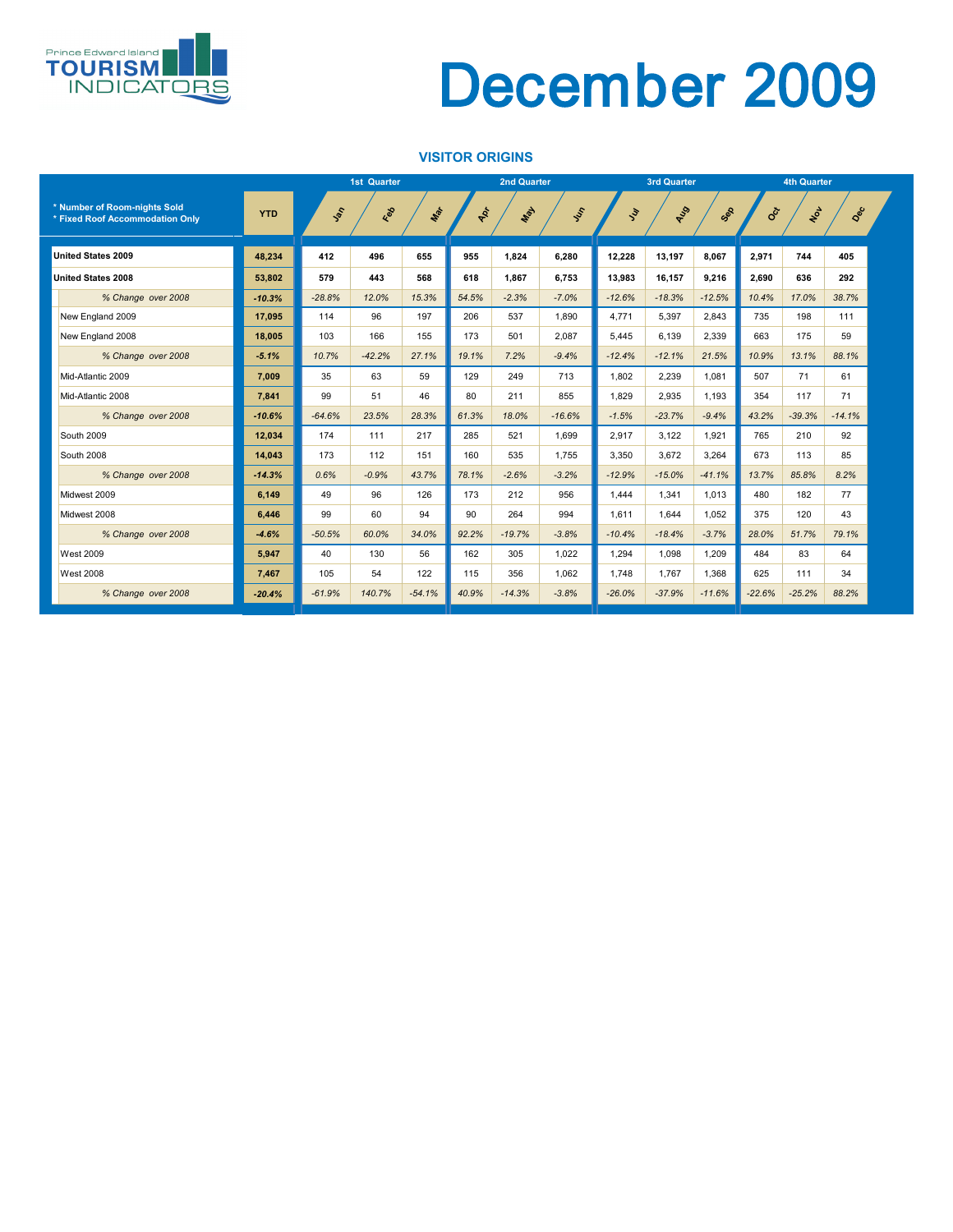# December 2009

## VISITOR ORIGINS

| * Number of Room-nights Sold<br>* Fixed Roof Accommodation Only | YTD | 1st Quarter | | | 2nd Quarter | | | 3rd Quarter | | | 4th Quarter | | |
|---|---|---|---|---|---|---|---|---|---|---|---|---|---|
| | | Jan | Feb | Mar | Apr | May | Jun | Jul | Aug | Sep | Oct | Nov | Dec |
| **United States 2009** | **48,234** | **412** | **496** | **655** | **955** | **1,824** | **6,280** | **12,228** | **13,197** | **8,067** | **2,971** | **744** | **405** |
| **United States 2008** | **53,802** | **579** | **443** | **568** | **618** | **1,867** | **6,753** | **13,983** | **16,157** | **9,216** | **2,690** | **636** | **292** |
| *% Change over 2008* | ***-10.3%*** | *-28.8%* | *12.0%* | *15.3%* | *54.5%* | *-2.3%* | *-7.0%* | *-12.6%* | *-18.3%* | *-12.5%* | *10.4%* | *17.0%* | *38.7%* |
| New England 2009 | **17,095** | 114 | 96 | 197 | 206 | 537 | 1,890 | 4,771 | 5,397 | 2,843 | 735 | 198 | 111 |
| New England 2008 | **18,005** | 103 | 166 | 155 | 173 | 501 | 2,087 | 5,445 | 6,139 | 2,339 | 663 | 175 | 59 |
| *% Change over 2008* | ***-5.1%*** | *10.7%* | *-42.2%* | *27.1%* | *19.1%* | *7.2%* | *-9.4%* | *-12.4%* | *-12.1%* | *21.5%* | *10.9%* | *13.1%* | *88.1%* |
| Mid-Atlantic 2009 | **7,009** | 35 | 63 | 59 | 129 | 249 | 713 | 1,802 | 2,239 | 1,081 | 507 | 71 | 61 |
| Mid-Atlantic 2008 | **7,841** | 99 | 51 | 46 | 80 | 211 | 855 | 1,829 | 2,935 | 1,193 | 354 | 117 | 71 |
| *% Change over 2008* | ***-10.6%*** | *-64.6%* | *23.5%* | *28.3%* | *61.3%* | *18.0%* | *-16.6%* | *-1.5%* | *-23.7%* | *-9.4%* | *43.2%* | *-39.3%* | *-14.1%* |
| South 2009 | **12,034** | 174 | 111 | 217 | 285 | 521 | 1,699 | 2,917 | 3,122 | 1,921 | 765 | 210 | 92 |
| South 2008 | **14,043** | 173 | 112 | 151 | 160 | 535 | 1,755 | 3,350 | 3,672 | 3,264 | 673 | 113 | 85 |
| *% Change over 2008* | ***-14.3%*** | *0.6%* | *-0.9%* | *43.7%* | *78.1%* | *-2.6%* | *-3.2%* | *-12.9%* | *-15.0%* | *-41.1%* | *13.7%* | *85.8%* | *8.2%* |
| Midwest 2009 | **6,149** | 49 | 96 | 126 | 173 | 212 | 956 | 1,444 | 1,341 | 1,013 | 480 | 182 | 77 |
| Midwest 2008 | **6,446** | 99 | 60 | 94 | 90 | 264 | 994 | 1,611 | 1,644 | 1,052 | 375 | 120 | 43 |
| *% Change over 2008* | ***-4.6%*** | *-50.5%* | *60.0%* | *34.0%* | *92.2%* | *-19.7%* | *-3.8%* | *-10.4%* | *-18.4%* | *-3.7%* | *28.0%* | *51.7%* | *79.1%* |
| West 2009 | **5,947** | 40 | 130 | 56 | 162 | 305 | 1,022 | 1,294 | 1,098 | 1,209 | 484 | 83 | 64 |
| West 2008 | **7,467** | 105 | 54 | 122 | 115 | 356 | 1,062 | 1,748 | 1,767 | 1,368 | 625 | 111 | 34 |
| *% Change over 2008* | ***-20.4%*** | *-61.9%* | *140.7%* | *-54.1%* | *40.9%* | *-14.3%* | *-3.8%* | *-26.0%* | *-37.9%* | *-11.6%* | *-22.6%* | *-25.2%* | *88.2%* |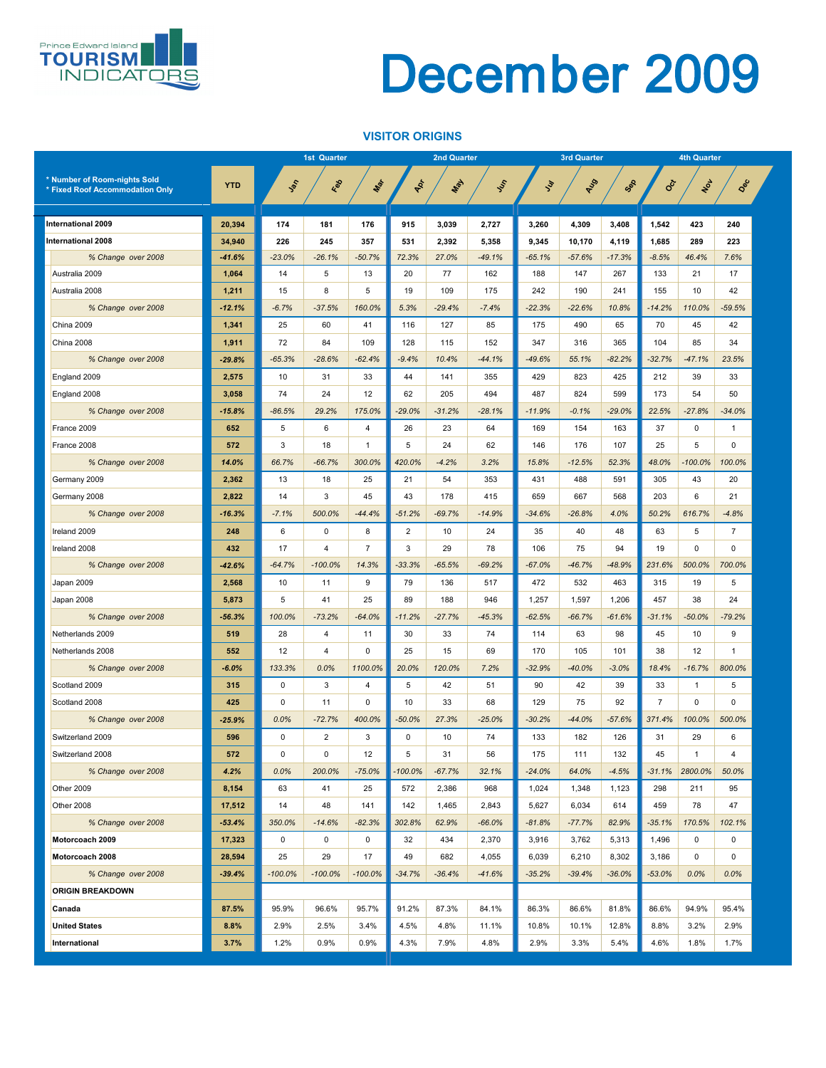Prince Edward Island TOURISM INDICATORS

# December 2009

## VISITOR ORIGINS

| * Number of Room-nights Sold<br>* Fixed Roof Accommodation Only | YTD | 1st Quarter | | | 2nd Quarter | | | 3rd Quarter | | | 4th Quarter | | |
|---|---|---|---|---|---|---|---|---|---|---|---|---|---|
| | | Jan | Feb | Mar | Apr | May | Jun | Jul | Aug | Sep | Oct | Nov | Dec |
| **International 2009** | **20,394** | **174** | **181** | **176** | **915** | **3,039** | **2,727** | **3,260** | **4,309** | **3,408** | **1,542** | **423** | **240** |
| **International 2008** | **34,940** | **226** | **245** | **357** | **531** | **2,392** | **5,358** | **9,345** | **10,170** | **4,119** | **1,685** | **289** | **223** |
| *% Change over 2008* | ***-41.6%*** | *-23.0%* | *-26.1%* | *-50.7%* | *72.3%* | *27.0%* | *-49.1%* | *-65.1%* | *-57.6%* | *-17.3%* | *-8.5%* | *46.4%* | *7.6%* |
| Australia 2009 | **1,064** | 14 | 5 | 13 | 20 | 77 | 162 | 188 | 147 | 267 | 133 | 21 | 17 |
| Australia 2008 | **1,211** | 15 | 8 | 5 | 19 | 109 | 175 | 242 | 190 | 241 | 155 | 10 | 42 |
| *% Change over 2008* | ***-12.1%*** | *-6.7%* | *-37.5%* | *160.0%* | *5.3%* | *-29.4%* | *-7.4%* | *-22.3%* | *-22.6%* | *10.8%* | *-14.2%* | *110.0%* | *-59.5%* |
| China 2009 | **1,341** | 25 | 60 | 41 | 116 | 127 | 85 | 175 | 490 | 65 | 70 | 45 | 42 |
| China 2008 | **1,911** | 72 | 84 | 109 | 128 | 115 | 152 | 347 | 316 | 365 | 104 | 85 | 34 |
| *% Change over 2008* | ***-29.8%*** | *-65.3%* | *-28.6%* | *-62.4%* | *-9.4%* | *10.4%* | *-44.1%* | *-49.6%* | *55.1%* | *-82.2%* | *-32.7%* | *-47.1%* | *23.5%* |
| England 2009 | **2,575** | 10 | 31 | 33 | 44 | 141 | 355 | 429 | 823 | 425 | 212 | 39 | 33 |
| England 2008 | **3,058** | 74 | 24 | 12 | 62 | 205 | 494 | 487 | 824 | 599 | 173 | 54 | 50 |
| *% Change over 2008* | ***-15.8%*** | *-86.5%* | *29.2%* | *175.0%* | *-29.0%* | *-31.2%* | *-28.1%* | *-11.9%* | *-0.1%* | *-29.0%* | *22.5%* | *-27.8%* | *-34.0%* |
| France 2009 | **652** | 5 | 6 | 4 | 26 | 23 | 64 | 169 | 154 | 163 | 37 | 0 | 1 |
| France 2008 | **572** | 3 | 18 | 1 | 5 | 24 | 62 | 146 | 176 | 107 | 25 | 5 | 0 |
| *% Change over 2008* | ***14.0%*** | *66.7%* | *-66.7%* | *300.0%* | *420.0%* | *-4.2%* | *3.2%* | *15.8%* | *-12.5%* | *52.3%* | *48.0%* | *-100.0%* | *100.0%* |
| Germany 2009 | **2,362** | 13 | 18 | 25 | 21 | 54 | 353 | 431 | 488 | 591 | 305 | 43 | 20 |
| Germany 2008 | **2,822** | 14 | 3 | 45 | 43 | 178 | 415 | 659 | 667 | 568 | 203 | 6 | 21 |
| *% Change over 2008* | ***-16.3%*** | *-7.1%* | *500.0%* | *-44.4%* | *-51.2%* | *-69.7%* | *-14.9%* | *-34.6%* | *-26.8%* | *4.0%* | *50.2%* | *616.7%* | *-4.8%* |
| Ireland 2009 | **248** | 6 | 0 | 8 | 2 | 10 | 24 | 35 | 40 | 48 | 63 | 5 | 7 |
| Ireland 2008 | **432** | 17 | 4 | 7 | 3 | 29 | 78 | 106 | 75 | 94 | 19 | 0 | 0 |
| *% Change over 2008* | ***-42.6%*** | *-64.7%* | *-100.0%* | *14.3%* | *-33.3%* | *-65.5%* | *-69.2%* | *-67.0%* | *-46.7%* | *-48.9%* | *231.6%* | *500.0%* | *700.0%* |
| Japan 2009 | **2,568** | 10 | 11 | 9 | 79 | 136 | 517 | 472 | 532 | 463 | 315 | 19 | 5 |
| Japan 2008 | **5,873** | 5 | 41 | 25 | 89 | 188 | 946 | 1,257 | 1,597 | 1,206 | 457 | 38 | 24 |
| *% Change over 2008* | ***-56.3%*** | *100.0%* | *-73.2%* | *-64.0%* | *-11.2%* | *-27.7%* | *-45.3%* | *-62.5%* | *-66.7%* | *-61.6%* | *-31.1%* | *-50.0%* | *-79.2%* |
| Netherlands 2009 | **519** | 28 | 4 | 11 | 30 | 33 | 74 | 114 | 63 | 98 | 45 | 10 | 9 |
| Netherlands 2008 | **552** | 12 | 4 | 0 | 25 | 15 | 69 | 170 | 105 | 101 | 38 | 12 | 1 |
| *% Change over 2008* | ***-6.0%*** | *133.3%* | *0.0%* | *1100.0%* | *20.0%* | *120.0%* | *7.2%* | *-32.9%* | *-40.0%* | *-3.0%* | *18.4%* | *-16.7%* | *800.0%* |
| Scotland 2009 | **315** | 0 | 3 | 4 | 5 | 42 | 51 | 90 | 42 | 39 | 33 | 1 | 5 |
| Scotland 2008 | **425** | 0 | 11 | 0 | 10 | 33 | 68 | 129 | 75 | 92 | 7 | 0 | 0 |
| *% Change over 2008* | ***-25.9%*** | *0.0%* | *-72.7%* | *400.0%* | *-50.0%* | *27.3%* | *-25.0%* | *-30.2%* | *-44.0%* | *-57.6%* | *371.4%* | *100.0%* | *500.0%* |
| Switzerland 2009 | **596** | 0 | 2 | 3 | 0 | 10 | 74 | 133 | 182 | 126 | 31 | 29 | 6 |
| Switzerland 2008 | **572** | 0 | 0 | 12 | 5 | 31 | 56 | 175 | 111 | 132 | 45 | 1 | 4 |
| *% Change over 2008* | ***4.2%*** | *0.0%* | *200.0%* | *-75.0%* | *-100.0%* | *-67.7%* | *32.1%* | *-24.0%* | *64.0%* | *-4.5%* | *-31.1%* | *2800.0%* | *50.0%* |
| Other 2009 | **8,154** | 63 | 41 | 25 | 572 | 2,386 | 968 | 1,024 | 1,348 | 1,123 | 298 | 211 | 95 |
| Other 2008 | **17,512** | 14 | 48 | 141 | 142 | 1,465 | 2,843 | 5,627 | 6,034 | 614 | 459 | 78 | 47 |
| *% Change over 2008* | ***-53.4%*** | *350.0%* | *-14.6%* | *-82.3%* | *302.8%* | *62.9%* | *-66.0%* | *-81.8%* | *-77.7%* | *82.9%* | *-35.1%* | *170.5%* | *102.1%* |
| **Motorcoach 2009** | **17,323** | 0 | 0 | 0 | 32 | 434 | 2,370 | 3,916 | 3,762 | 5,313 | 1,496 | 0 | 0 |
| **Motorcoach 2008** | **28,594** | 25 | 29 | 17 | 49 | 682 | 4,055 | 6,039 | 6,210 | 8,302 | 3,186 | 0 | 0 |
| *% Change over 2008* | ***-39.4%*** | *-100.0%* | *-100.0%* | *-100.0%* | *-34.7%* | *-36.4%* | *-41.6%* | *-35.2%* | *-39.4%* | *-36.0%* | *-53.0%* | *0.0%* | *0.0%* |
| **ORIGIN BREAKDOWN** | | | | | | | | | | | | | |
| **Canada** | **87.5%** | 95.9% | 96.6% | 95.7% | 91.2% | 87.3% | 84.1% | 86.3% | 86.6% | 81.8% | 86.6% | 94.9% | 95.4% |
| **United States** | **8.8%** | 2.9% | 2.5% | 3.4% | 4.5% | 4.8% | 11.1% | 10.8% | 10.1% | 12.8% | 8.8% | 3.2% | 2.9% |
| **International** | **3.7%** | 1.2% | 0.9% | 0.9% | 4.3% | 7.9% | 4.8% | 2.9% | 3.3% | 5.4% | 4.6% | 1.8% | 1.7% |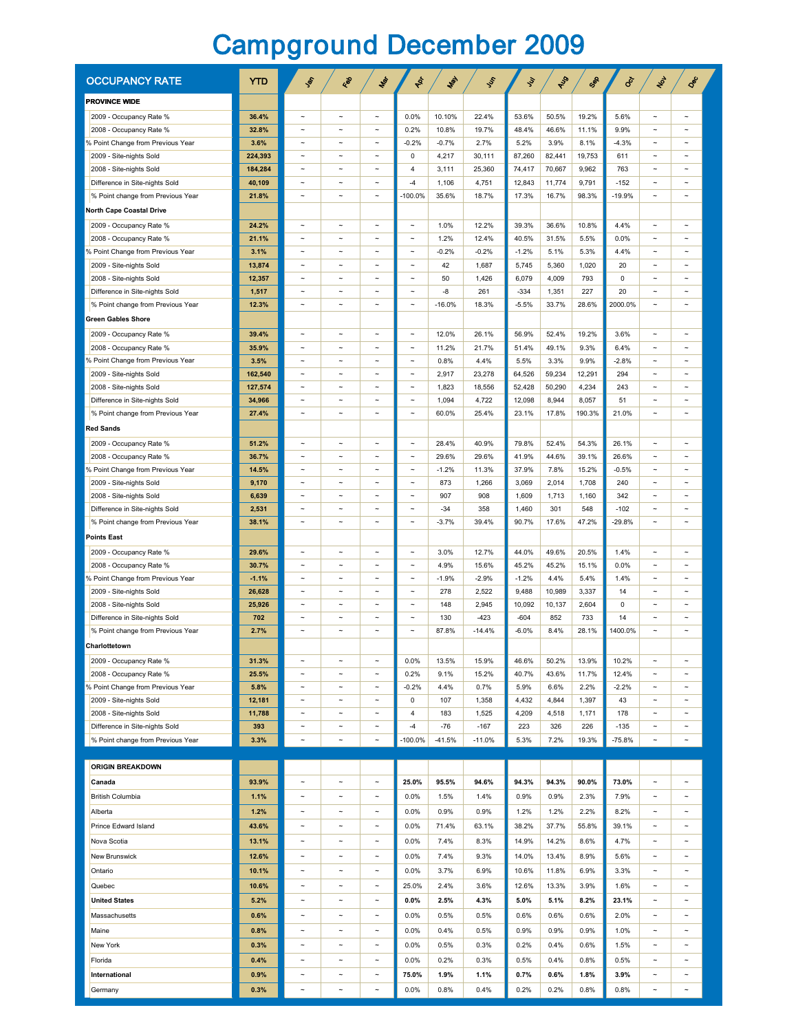# Campground December 2009

| OCCUPANCY RATE | YTD | Jan | Feb | Mar | Apr | May | Jun | Jul | Aug | Sep | Oct | Nov | Dec |
|---|---|---|---|---|---|---|---|---|---|---|---|---|---|
| **PROVINCE WIDE** | | | | | | | | | | | | | |
| 2009 - Occupancy Rate % | **36.4%** | ~ | ~ | ~ | 0.0% | 10.10% | 22.4% | 53.6% | 50.5% | 19.2% | 5.6% | ~ | ~ |
| 2008 - Occupancy Rate % | **32.8%** | ~ | ~ | ~ | 0.2% | 10.8% | 19.7% | 48.4% | 46.6% | 11.1% | 9.9% | ~ | ~ |
| % Point Change from Previous Year | **3.6%** | ~ | ~ | ~ | -0.2% | -0.7% | 2.7% | 5.2% | 3.9% | 8.1% | -4.3% | ~ | ~ |
| 2009 - Site-nights Sold | **224,393** | ~ | ~ | ~ | 0 | 4,217 | 30,111 | 87,260 | 82,441 | 19,753 | 611 | ~ | ~ |
| 2008 - Site-nights Sold | **184,284** | ~ | ~ | ~ | 4 | 3,111 | 25,360 | 74,417 | 70,667 | 9,962 | 763 | ~ | ~ |
| Difference in Site-nights Sold | **40,109** | ~ | ~ | ~ | -4 | 1,106 | 4,751 | 12,843 | 11,774 | 9,791 | -152 | ~ | ~ |
| % Point change from Previous Year | **21.8%** | ~ | ~ | ~ | -100.0% | 35.6% | 18.7% | 17.3% | 16.7% | 98.3% | -19.9% | ~ | ~ |
| **North Cape Coastal Drive** | | | | | | | | | | | | | |
| 2009 - Occupancy Rate % | **24.2%** | ~ | ~ | ~ | ~ | 1.0% | 12.2% | 39.3% | 36.6% | 10.8% | 4.4% | ~ | ~ |
| 2008 - Occupancy Rate % | **21.1%** | ~ | ~ | ~ | ~ | 1.2% | 12.4% | 40.5% | 31.5% | 5.5% | 0.0% | ~ | ~ |
| % Point Change from Previous Year | **3.1%** | ~ | ~ | ~ | ~ | -0.2% | -0.2% | -1.2% | 5.1% | 5.3% | 4.4% | ~ | ~ |
| 2009 - Site-nights Sold | **13,874** | ~ | ~ | ~ | ~ | 42 | 1,687 | 5,745 | 5,360 | 1,020 | 20 | ~ | ~ |
| 2008 - Site-nights Sold | **12,357** | ~ | ~ | ~ | ~ | 50 | 1,426 | 6,079 | 4,009 | 793 | 0 | ~ | ~ |
| Difference in Site-nights Sold | **1,517** | ~ | ~ | ~ | ~ | -8 | 261 | -334 | 1,351 | 227 | 20 | ~ | ~ |
| % Point change from Previous Year | **12.3%** | ~ | ~ | ~ | ~ | -16.0% | 18.3% | -5.5% | 33.7% | 28.6% | 2000.0% | ~ | ~ |
| **Green Gables Shore** | | | | | | | | | | | | | |
| 2009 - Occupancy Rate % | **39.4%** | ~ | ~ | ~ | ~ | 12.0% | 26.1% | 56.9% | 52.4% | 19.2% | 3.6% | ~ | ~ |
| 2008 - Occupancy Rate % | **35.9%** | ~ | ~ | ~ | ~ | 11.2% | 21.7% | 51.4% | 49.1% | 9.3% | 6.4% | ~ | ~ |
| % Point Change from Previous Year | **3.5%** | ~ | ~ | ~ | ~ | 0.8% | 4.4% | 5.5% | 3.3% | 9.9% | -2.8% | ~ | ~ |
| 2009 - Site-nights Sold | **162,540** | ~ | ~ | ~ | ~ | 2,917 | 23,278 | 64,526 | 59,234 | 12,291 | 294 | ~ | ~ |
| 2008 - Site-nights Sold | **127,574** | ~ | ~ | ~ | ~ | 1,823 | 18,556 | 52,428 | 50,290 | 4,234 | 243 | ~ | ~ |
| Difference in Site-nights Sold | **34,966** | ~ | ~ | ~ | ~ | 1,094 | 4,722 | 12,098 | 8,944 | 8,057 | 51 | ~ | ~ |
| % Point change from Previous Year | **27.4%** | ~ | ~ | ~ | ~ | 60.0% | 25.4% | 23.1% | 17.8% | 190.3% | 21.0% | ~ | ~ |
| **Red Sands** | | | | | | | | | | | | | |
| 2009 - Occupancy Rate % | **51.2%** | ~ | ~ | ~ | ~ | 28.4% | 40.9% | 79.8% | 52.4% | 54.3% | 26.1% | ~ | ~ |
| 2008 - Occupancy Rate % | **36.7%** | ~ | ~ | ~ | ~ | 29.6% | 29.6% | 41.9% | 44.6% | 39.1% | 26.6% | ~ | ~ |
| % Point Change from Previous Year | **14.5%** | ~ | ~ | ~ | ~ | -1.2% | 11.3% | 37.9% | 7.8% | 15.2% | -0.5% | ~ | ~ |
| 2009 - Site-nights Sold | **9,170** | ~ | ~ | ~ | ~ | 873 | 1,266 | 3,069 | 2,014 | 1,708 | 240 | ~ | ~ |
| 2008 - Site-nights Sold | **6,639** | ~ | ~ | ~ | ~ | 907 | 908 | 1,609 | 1,713 | 1,160 | 342 | ~ | ~ |
| Difference in Site-nights Sold | **2,531** | ~ | ~ | ~ | ~ | -34 | 358 | 1,460 | 301 | 548 | -102 | ~ | ~ |
| % Point change from Previous Year | **38.1%** | ~ | ~ | ~ | ~ | -3.7% | 39.4% | 90.7% | 17.6% | 47.2% | -29.8% | ~ | ~ |
| **Points East** | | | | | | | | | | | | | |
| 2009 - Occupancy Rate % | **29.6%** | ~ | ~ | ~ | ~ | 3.0% | 12.7% | 44.0% | 49.6% | 20.5% | 1.4% | ~ | ~ |
| 2008 - Occupancy Rate % | **30.7%** | ~ | ~ | ~ | ~ | 4.9% | 15.6% | 45.2% | 45.2% | 15.1% | 0.0% | ~ | ~ |
| % Point Change from Previous Year | **-1.1%** | ~ | ~ | ~ | ~ | -1.9% | -2.9% | -1.2% | 4.4% | 5.4% | 1.4% | ~ | ~ |
| 2009 - Site-nights Sold | **26,628** | ~ | ~ | ~ | ~ | 278 | 2,522 | 9,488 | 10,989 | 3,337 | 14 | ~ | ~ |
| 2008 - Site-nights Sold | **25,926** | ~ | ~ | ~ | ~ | 148 | 2,945 | 10,092 | 10,137 | 2,604 | 0 | ~ | ~ |
| Difference in Site-nights Sold | **702** | ~ | ~ | ~ | ~ | 130 | -423 | -604 | 852 | 733 | 14 | ~ | ~ |
| % Point change from Previous Year | **2.7%** | ~ | ~ | ~ | ~ | 87.8% | -14.4% | -6.0% | 8.4% | 28.1% | 1400.0% | ~ | ~ |
| **Charlottetown** | | | | | | | | | | | | | |
| 2009 - Occupancy Rate % | **31.3%** | ~ | ~ | ~ | 0.0% | 13.5% | 15.9% | 46.6% | 50.2% | 13.9% | 10.2% | ~ | ~ |
| 2008 - Occupancy Rate % | **25.5%** | ~ | ~ | ~ | 0.2% | 9.1% | 15.2% | 40.7% | 43.6% | 11.7% | 12.4% | ~ | ~ |
| % Point Change from Previous Year | **5.8%** | ~ | ~ | ~ | -0.2% | 4.4% | 0.7% | 5.9% | 6.6% | 2.2% | -2.2% | ~ | ~ |
| 2009 - Site-nights Sold | **12,181** | ~ | ~ | ~ | 0 | 107 | 1,358 | 4,432 | 4,844 | 1,397 | 43 | ~ | ~ |
| 2008 - Site-nights Sold | **11,788** | ~ | ~ | ~ | 4 | 183 | 1,525 | 4,209 | 4,518 | 1,171 | 178 | ~ | ~ |
| Difference in Site-nights Sold | **393** | ~ | ~ | ~ | -4 | -76 | -167 | 223 | 326 | 226 | -135 | ~ | ~ |
| % Point change from Previous Year | **3.3%** | ~ | ~ | ~ | -100.0% | -41.5% | -11.0% | 5.3% | 7.2% | 19.3% | -75.8% | ~ | ~ |

| ORIGIN BREAKDOWN | YTD | Jan | Feb | Mar | Apr | May | Jun | Jul | Aug | Sep | Oct | Nov | Dec |
|---|---|---|---|---|---|---|---|---|---|---|---|---|---|
| **Canada** | **93.9%** | ~ | ~ | ~ | **25.0%** | **95.5%** | **94.6%** | **94.3%** | **94.3%** | **90.0%** | **73.0%** | ~ | ~ |
| British Columbia | **1.1%** | ~ | ~ | ~ | 0.0% | 1.5% | 1.4% | 0.9% | 0.9% | 2.3% | 7.9% | ~ | ~ |
| Alberta | **1.2%** | ~ | ~ | ~ | 0.0% | 0.9% | 0.9% | 1.2% | 1.2% | 2.2% | 8.2% | ~ | ~ |
| Prince Edward Island | **43.6%** | ~ | ~ | ~ | 0.0% | 71.4% | 63.1% | 38.2% | 37.7% | 55.8% | 39.1% | ~ | ~ |
| Nova Scotia | **13.1%** | ~ | ~ | ~ | 0.0% | 7.4% | 8.3% | 14.9% | 14.2% | 8.6% | 4.7% | ~ | ~ |
| New Brunswick | **12.6%** | ~ | ~ | ~ | 0.0% | 7.4% | 9.3% | 14.0% | 13.4% | 8.9% | 5.6% | ~ | ~ |
| Ontario | **10.1%** | ~ | ~ | ~ | 0.0% | 3.7% | 6.9% | 10.6% | 11.8% | 6.9% | 3.3% | ~ | ~ |
| Quebec | **10.6%** | ~ | ~ | ~ | 25.0% | 2.4% | 3.6% | 12.6% | 13.3% | 3.9% | 1.6% | ~ | ~ |
| **United States** | **5.2%** | ~ | ~ | ~ | **0.0%** | **2.5%** | **4.3%** | **5.0%** | **5.1%** | **8.2%** | **23.1%** | ~ | ~ |
| Massachusetts | **0.6%** | ~ | ~ | ~ | 0.0% | 0.5% | 0.5% | 0.6% | 0.6% | 0.6% | 2.0% | ~ | ~ |
| Maine | **0.8%** | ~ | ~ | ~ | 0.0% | 0.4% | 0.5% | 0.9% | 0.9% | 0.9% | 1.0% | ~ | ~ |
| New York | **0.3%** | ~ | ~ | ~ | 0.0% | 0.5% | 0.3% | 0.2% | 0.4% | 0.6% | 1.5% | ~ | ~ |
| Florida | **0.4%** | ~ | ~ | ~ | 0.0% | 0.2% | 0.3% | 0.5% | 0.4% | 0.8% | 0.5% | ~ | ~ |
| **International** | **0.9%** | ~ | ~ | ~ | **75.0%** | **1.9%** | **1.1%** | **0.7%** | **0.6%** | **1.8%** | **3.9%** | ~ | ~ |
| Germany | **0.3%** | ~ | ~ | ~ | 0.0% | 0.8% | 0.4% | 0.2% | 0.2% | 0.8% | 0.8% | ~ | ~ |